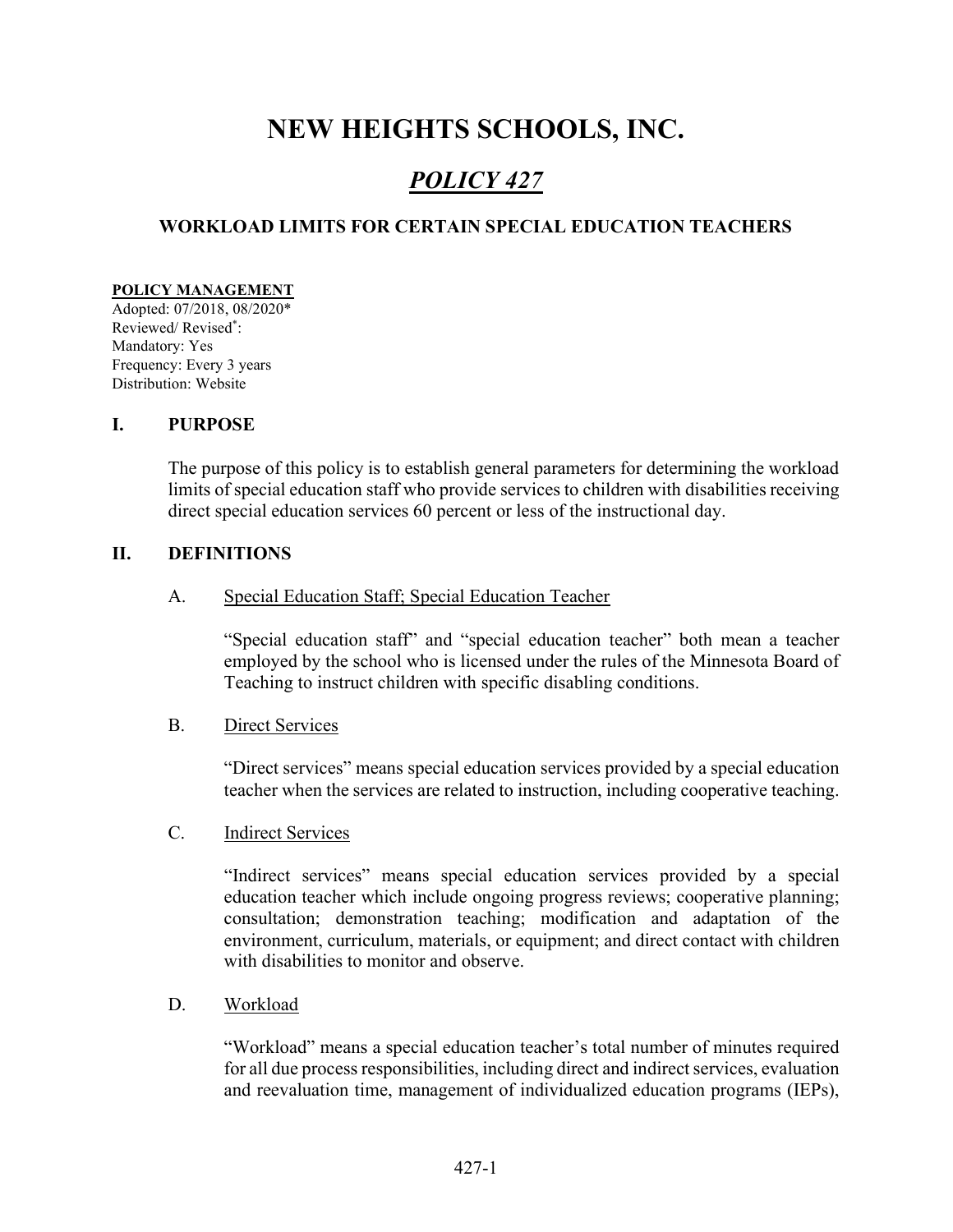# NEW HEIGHTS SCHOOLS, INC.

## *POLICY 427*

### WORKLOAD LIMITS FOR CERTAIN SPECIAL EDUCATION TEACHERS

**POLICY MANAGEMENT**
Adopted: 07/2018, 08/2020*
Reviewed/ Revised*:
Mandatory: Yes
Frequency: Every 3 years
Distribution: Website

### I. PURPOSE

The purpose of this policy is to establish general parameters for determining the workload limits of special education staff who provide services to children with disabilities receiving direct special education services 60 percent or less of the instructional day.

### II. DEFINITIONS

A. Special Education Staff; Special Education Teacher

"Special education staff" and "special education teacher" both mean a teacher employed by the school who is licensed under the rules of the Minnesota Board of Teaching to instruct children with specific disabling conditions.

B. Direct Services

"Direct services" means special education services provided by a special education teacher when the services are related to instruction, including cooperative teaching.

C. Indirect Services

"Indirect services" means special education services provided by a special education teacher which include ongoing progress reviews; cooperative planning; consultation; demonstration teaching; modification and adaptation of the environment, curriculum, materials, or equipment; and direct contact with children with disabilities to monitor and observe.

D. Workload

"Workload" means a special education teacher's total number of minutes required for all due process responsibilities, including direct and indirect services, evaluation and reevaluation time, management of individualized education programs (IEPs),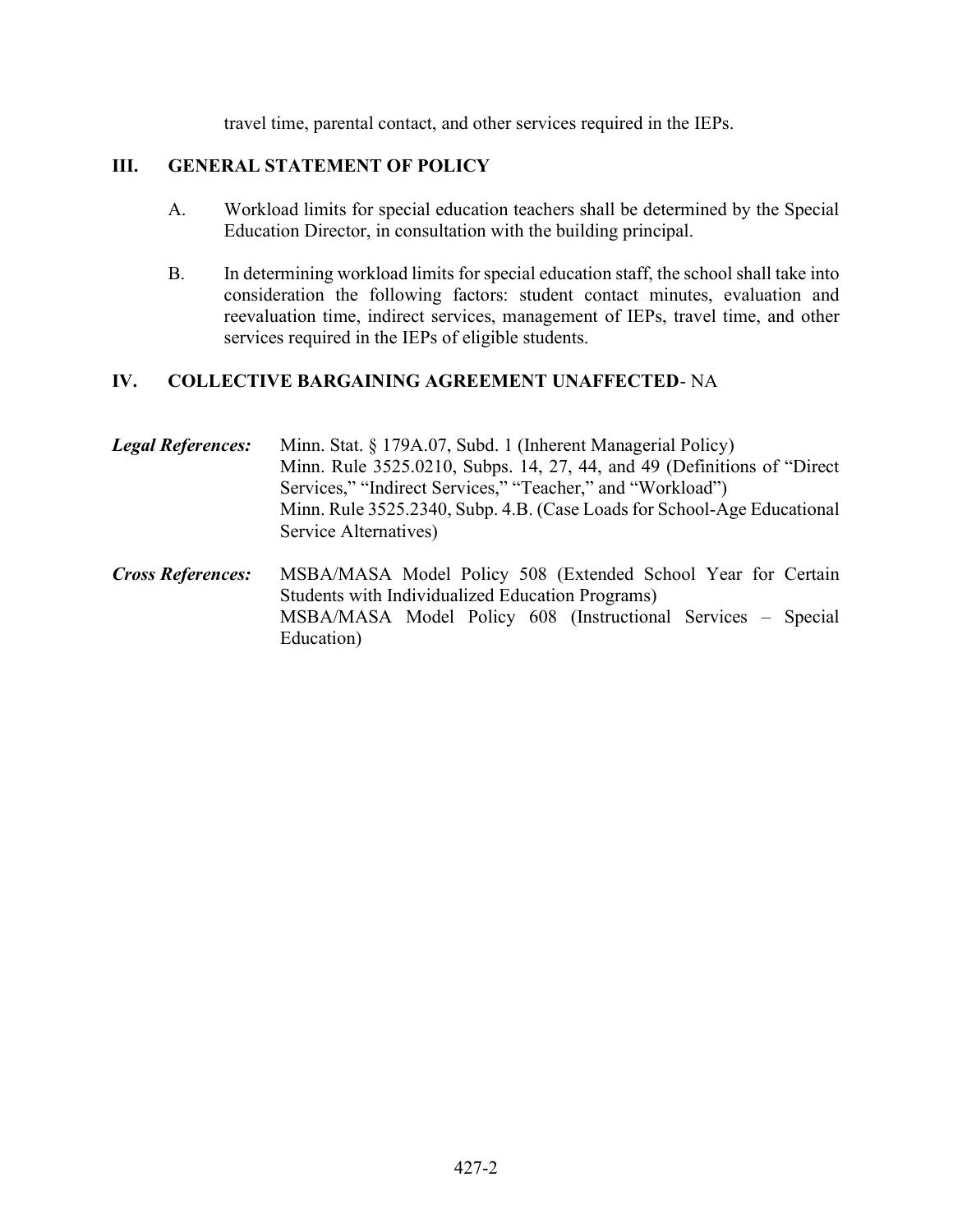travel time, parental contact, and other services required in the IEPs.

## III. GENERAL STATEMENT OF POLICY

A. Workload limits for special education teachers shall be determined by the Special Education Director, in consultation with the building principal.

B. In determining workload limits for special education staff, the school shall take into consideration the following factors: student contact minutes, evaluation and reevaluation time, indirect services, management of IEPs, travel time, and other services required in the IEPs of eligible students.

## IV. COLLECTIVE BARGAINING AGREEMENT UNAFFECTED- NA

***Legal References:*** Minn. Stat. § 179A.07, Subd. 1 (Inherent Managerial Policy)
Minn. Rule 3525.0210, Subps. 14, 27, 44, and 49 (Definitions of "Direct Services," "Indirect Services," "Teacher," and "Workload")
Minn. Rule 3525.2340, Subp. 4.B. (Case Loads for School-Age Educational Service Alternatives)

***Cross References:*** MSBA/MASA Model Policy 508 (Extended School Year for Certain Students with Individualized Education Programs)
MSBA/MASA Model Policy 608 (Instructional Services – Special Education)